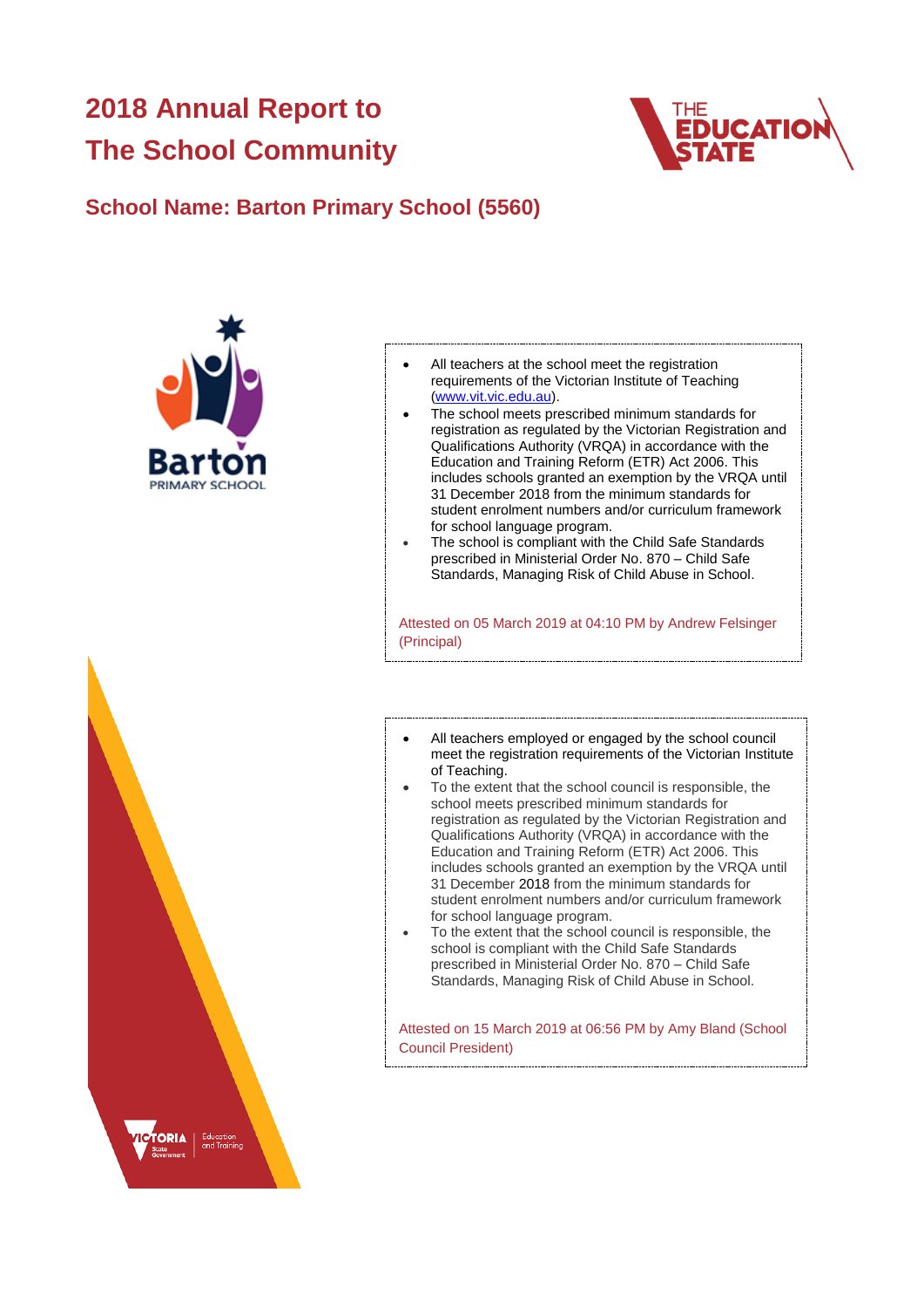# 2018 Annual Report to The School Community

## School Name: Barton Primary School (5560)

- All teachers at the school meet the registration requirements of the Victorian Institute of Teaching (www.vit.vic.edu.au).
- The school meets prescribed minimum standards for registration as regulated by the Victorian Registration and Qualifications Authority (VRQA) in accordance with the Education and Training Reform (ETR) Act 2006. This includes schools granted an exemption by the VRQA until 31 December 2018 from the minimum standards for student enrolment numbers and/or curriculum framework for school language program.
- The school is compliant with the Child Safe Standards prescribed in Ministerial Order No. 870 – Child Safe Standards, Managing Risk of Child Abuse in School.

Attested on 05 March 2019 at 04:10 PM by Andrew Felsinger (Principal)

- All teachers employed or engaged by the school council meet the registration requirements of the Victorian Institute of Teaching.
- To the extent that the school council is responsible, the school meets prescribed minimum standards for registration as regulated by the Victorian Registration and Qualifications Authority (VRQA) in accordance with the Education and Training Reform (ETR) Act 2006. This includes schools granted an exemption by the VRQA until 31 December 2018 from the minimum standards for student enrolment numbers and/or curriculum framework for school language program.
- To the extent that the school council is responsible, the school is compliant with the Child Safe Standards prescribed in Ministerial Order No. 870 – Child Safe Standards, Managing Risk of Child Abuse in School.

Attested on 15 March 2019 at 06:56 PM by Amy Bland (School Council President)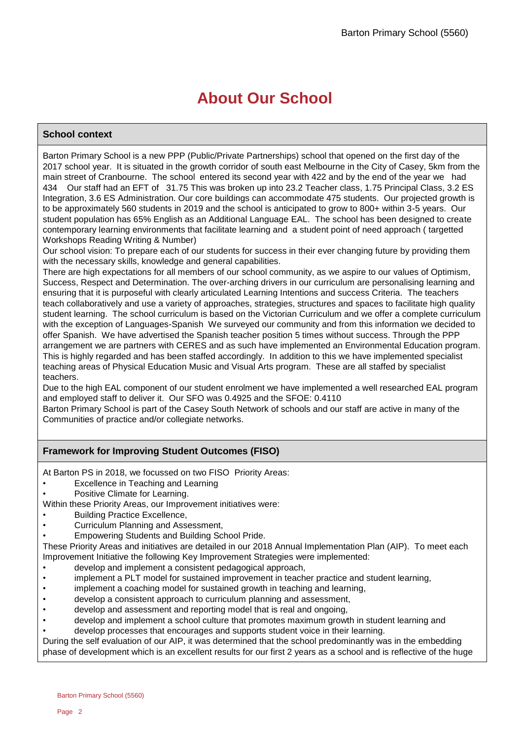# About Our School

## School context

Barton Primary School is a new PPP (Public/Private Partnerships) school that opened on the first day of the 2017 school year. It is situated in the growth corridor of south east Melbourne in the City of Casey, 5km from the main street of Cranbourne. The school entered its second year with 422 and by the end of the year we had 434 Our staff had an EFT of 31.75 This was broken up into 23.2 Teacher class, 1.75 Principal Class, 3.2 ES Integration, 3.6 ES Administration. Our core buildings can accommodate 475 students. Our projected growth is to be approximately 560 students in 2019 and the school is anticipated to grow to 800+ within 3-5 years. Our student population has 65% English as an Additional Language EAL. The school has been designed to create contemporary learning environments that facilitate learning and a student point of need approach ( targetted Workshops Reading Writing & Number)

Our school vision: To prepare each of our students for success in their ever changing future by providing them with the necessary skills, knowledge and general capabilities.

There are high expectations for all members of our school community, as we aspire to our values of Optimism, Success, Respect and Determination. The over-arching drivers in our curriculum are personalising learning and ensuring that it is purposeful with clearly articulated Learning Intentions and success Criteria. The teachers teach collaboratively and use a variety of approaches, strategies, structures and spaces to facilitate high quality student learning. The school curriculum is based on the Victorian Curriculum and we offer a complete curriculum with the exception of Languages-Spanish We surveyed our community and from this information we decided to offer Spanish. We have advertised the Spanish teacher position 5 times without success. Through the PPP arrangement we are partners with CERES and as such have implemented an Environmental Education program. This is highly regarded and has been staffed accordingly. In addition to this we have implemented specialist teaching areas of Physical Education Music and Visual Arts program. These are all staffed by specialist teachers.

Due to the high EAL component of our student enrolment we have implemented a well researched EAL program and employed staff to deliver it. Our SFO was 0.4925 and the SFOE: 0.4110

Barton Primary School is part of the Casey South Network of schools and our staff are active in many of the Communities of practice and/or collegiate networks.

## Framework for Improving Student Outcomes (FISO)

At Barton PS in 2018, we focussed on two FISO Priority Areas:

- Excellence in Teaching and Learning
- Positive Climate for Learning.

Within these Priority Areas, our Improvement initiatives were:

- Building Practice Excellence,
- Curriculum Planning and Assessment,
- Empowering Students and Building School Pride.

These Priority Areas and initiatives are detailed in our 2018 Annual Implementation Plan (AIP). To meet each Improvement Initiative the following Key Improvement Strategies were implemented:

- develop and implement a consistent pedagogical approach,
- implement a PLT model for sustained improvement in teacher practice and student learning,
- implement a coaching model for sustained growth in teaching and learning,
- develop a consistent approach to curriculum planning and assessment,
- develop and assessment and reporting model that is real and ongoing,
- develop and implement a school culture that promotes maximum growth in student learning and
- develop processes that encourages and supports student voice in their learning.

During the self evaluation of our AIP, it was determined that the school predominantly was in the embedding phase of development which is an excellent results for our first 2 years as a school and is reflective of the huge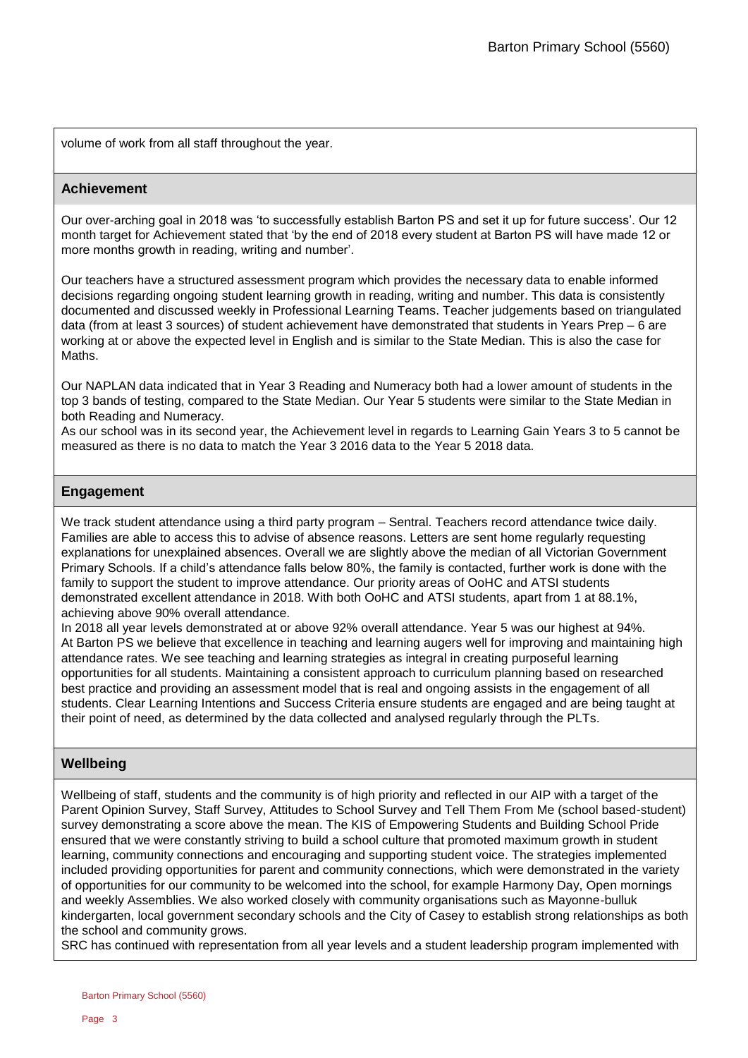volume of work from all staff throughout the year.

## Achievement

Our over-arching goal in 2018 was 'to successfully establish Barton PS and set it up for future success'. Our 12 month target for Achievement stated that 'by the end of 2018 every student at Barton PS will have made 12 or more months growth in reading, writing and number'.

Our teachers have a structured assessment program which provides the necessary data to enable informed decisions regarding ongoing student learning growth in reading, writing and number. This data is consistently documented and discussed weekly in Professional Learning Teams. Teacher judgements based on triangulated data (from at least 3 sources) of student achievement have demonstrated that students in Years Prep – 6 are working at or above the expected level in English and is similar to the State Median. This is also the case for Maths.

Our NAPLAN data indicated that in Year 3 Reading and Numeracy both had a lower amount of students in the top 3 bands of testing, compared to the State Median. Our Year 5 students were similar to the State Median in both Reading and Numeracy.
As our school was in its second year, the Achievement level in regards to Learning Gain Years 3 to 5 cannot be measured as there is no data to match the Year 3 2016 data to the Year 5 2018 data.

## Engagement

We track student attendance using a third party program – Sentral. Teachers record attendance twice daily. Families are able to access this to advise of absence reasons. Letters are sent home regularly requesting explanations for unexplained absences. Overall we are slightly above the median of all Victorian Government Primary Schools. If a child's attendance falls below 80%, the family is contacted, further work is done with the family to support the student to improve attendance. Our priority areas of OoHC and ATSI students demonstrated excellent attendance in 2018. With both OoHC and ATSI students, apart from 1 at 88.1%, achieving above 90% overall attendance.
In 2018 all year levels demonstrated at or above 92% overall attendance. Year 5 was our highest at 94%.
At Barton PS we believe that excellence in teaching and learning augers well for improving and maintaining high attendance rates. We see teaching and learning strategies as integral in creating purposeful learning opportunities for all students. Maintaining a consistent approach to curriculum planning based on researched best practice and providing an assessment model that is real and ongoing assists in the engagement of all students. Clear Learning Intentions and Success Criteria ensure students are engaged and are being taught at their point of need, as determined by the data collected and analysed regularly through the PLTs.

## Wellbeing

Wellbeing of staff, students and the community is of high priority and reflected in our AIP with a target of the Parent Opinion Survey, Staff Survey, Attitudes to School Survey and Tell Them From Me (school based-student) survey demonstrating a score above the mean. The KIS of Empowering Students and Building School Pride ensured that we were constantly striving to build a school culture that promoted maximum growth in student learning, community connections and encouraging and supporting student voice. The strategies implemented included providing opportunities for parent and community connections, which were demonstrated in the variety of opportunities for our community to be welcomed into the school, for example Harmony Day, Open mornings and weekly Assemblies. We also worked closely with community organisations such as Mayonne-bulluk kindergarten, local government secondary schools and the City of Casey to establish strong relationships as both the school and community grows.
SRC has continued with representation from all year levels and a student leadership program implemented with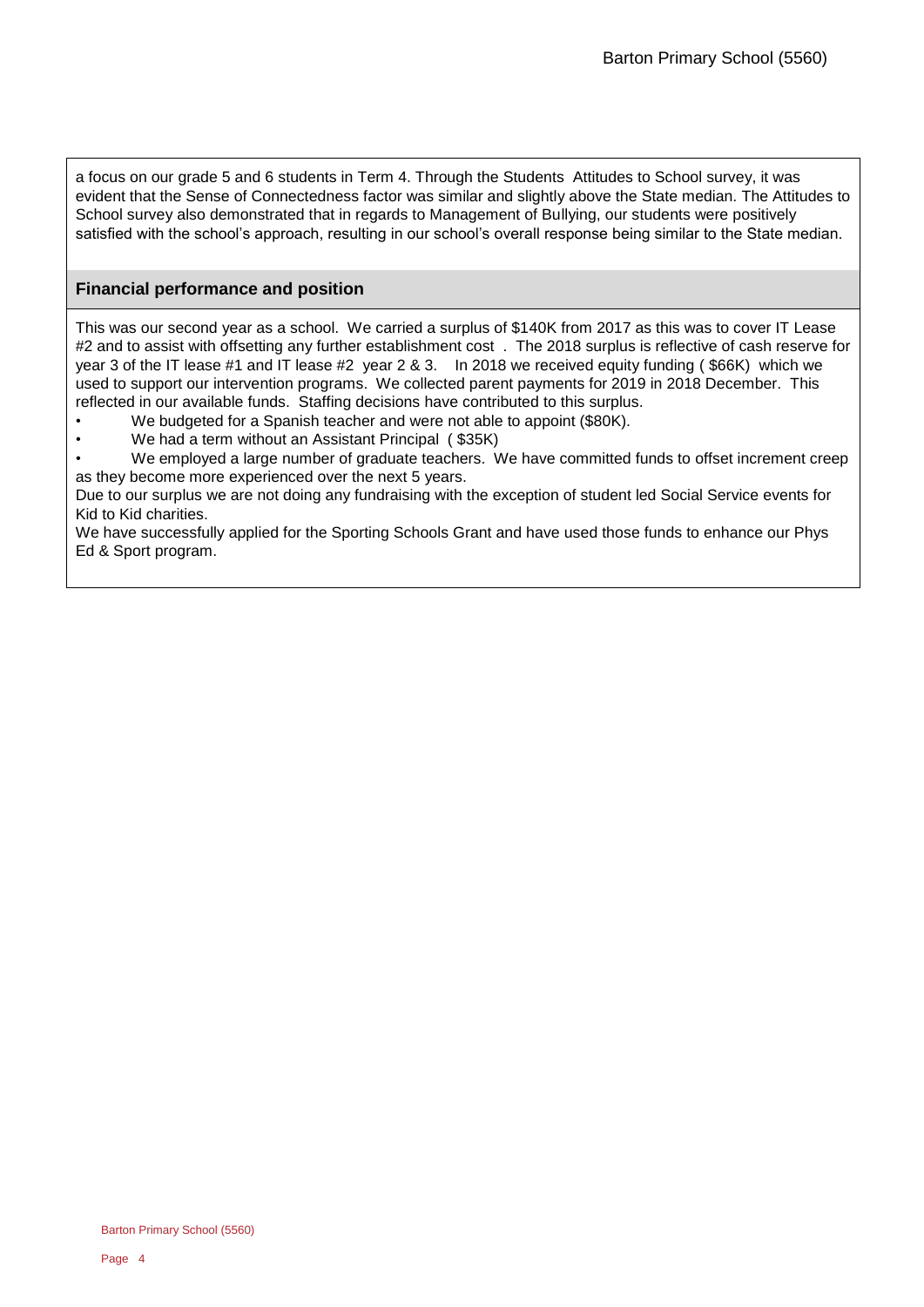a focus on our grade 5 and 6 students in Term 4. Through the Students Attitudes to School survey, it was evident that the Sense of Connectedness factor was similar and slightly above the State median. The Attitudes to School survey also demonstrated that in regards to Management of Bullying, our students were positively satisfied with the school's approach, resulting in our school's overall response being similar to the State median.

## Financial performance and position

This was our second year as a school. We carried a surplus of $140K from 2017 as this was to cover IT Lease #2 and to assist with offsetting any further establishment cost . The 2018 surplus is reflective of cash reserve for year 3 of the IT lease #1 and IT lease #2 year 2 & 3. In 2018 we received equity funding ( $66K) which we used to support our intervention programs. We collected parent payments for 2019 in 2018 December. This reflected in our available funds. Staffing decisions have contributed to this surplus.

- We budgeted for a Spanish teacher and were not able to appoint ($80K).
- We had a term without an Assistant Principal ( $35K)
- We employed a large number of graduate teachers. We have committed funds to offset increment creep as they become more experienced over the next 5 years.

Due to our surplus we are not doing any fundraising with the exception of student led Social Service events for Kid to Kid charities.

We have successfully applied for the Sporting Schools Grant and have used those funds to enhance our Phys Ed & Sport program.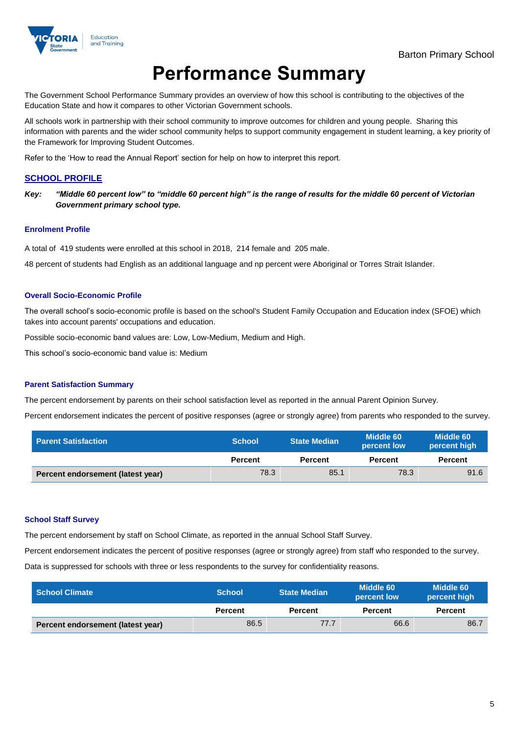Barton Primary School

# Performance Summary

The Government School Performance Summary provides an overview of how this school is contributing to the objectives of the Education State and how it compares to other Victorian Government schools.

All schools work in partnership with their school community to improve outcomes for children and young people. Sharing this information with parents and the wider school community helps to support community engagement in student learning, a key priority of the Framework for Improving Student Outcomes.

Refer to the 'How to read the Annual Report' section for help on how to interpret this report.

## SCHOOL PROFILE

***Key:*** ***"Middle 60 percent low" to "middle 60 percent high" is the range of results for the middle 60 percent of Victorian Government primary school type.***

### Enrolment Profile

A total of 419 students were enrolled at this school in 2018, 214 female and 205 male.

48 percent of students had English as an additional language and np percent were Aboriginal or Torres Strait Islander.

### Overall Socio-Economic Profile

The overall school's socio-economic profile is based on the school's Student Family Occupation and Education index (SFOE) which takes into account parents' occupations and education.

Possible socio-economic band values are: Low, Low-Medium, Medium and High.

This school's socio-economic band value is: Medium

### Parent Satisfaction Summary

The percent endorsement by parents on their school satisfaction level as reported in the annual Parent Opinion Survey.

Percent endorsement indicates the percent of positive responses (agree or strongly agree) from parents who responded to the survey.

| Parent Satisfaction | School | State Median | Middle 60 percent low | Middle 60 percent high |
|---|---|---|---|---|
| | Percent | Percent | Percent | Percent |
| Percent endorsement (latest year) | 78.3 | 85.1 | 78.3 | 91.6 |

### School Staff Survey

The percent endorsement by staff on School Climate, as reported in the annual School Staff Survey.

Percent endorsement indicates the percent of positive responses (agree or strongly agree) from staff who responded to the survey.

Data is suppressed for schools with three or less respondents to the survey for confidentiality reasons.

| School Climate | School | State Median | Middle 60 percent low | Middle 60 percent high |
|---|---|---|---|---|
| | Percent | Percent | Percent | Percent |
| Percent endorsement (latest year) | 86.5 | 77.7 | 66.6 | 86.7 |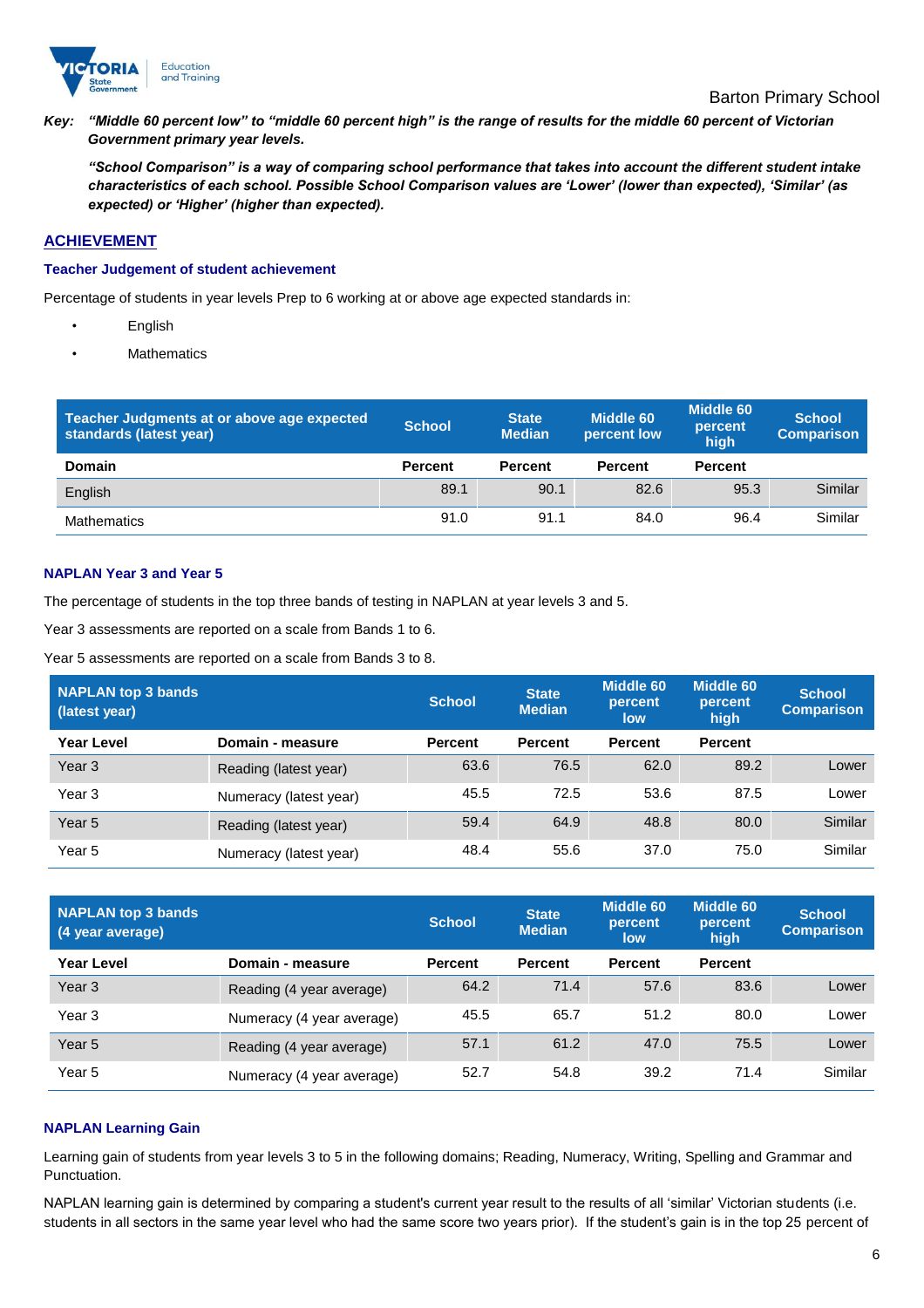*Key: “Middle 60 percent low” to “middle 60 percent high” is the range of results for the middle 60 percent of Victorian Government primary year levels.*

*“School Comparison” is a way of comparing school performance that takes into account the different student intake characteristics of each school. Possible School Comparison values are ‘Lower’ (lower than expected), ‘Similar’ (as expected) or ‘Higher’ (higher than expected).*

## ACHIEVEMENT

### Teacher Judgement of student achievement

Percentage of students in year levels Prep to 6 working at or above age expected standards in:

- English
- Mathematics

| Teacher Judgments at or above age expected standards (latest year) | School | State Median | Middle 60 percent low | Middle 60 percent high | School Comparison |
|---|---|---|---|---|---|
| **Domain** | **Percent** | **Percent** | **Percent** | **Percent** | |
| English | 89.1 | 90.1 | 82.6 | 95.3 | Similar |
| Mathematics | 91.0 | 91.1 | 84.0 | 96.4 | Similar |

### NAPLAN Year 3 and Year 5

The percentage of students in the top three bands of testing in NAPLAN at year levels 3 and 5.

Year 3 assessments are reported on a scale from Bands 1 to 6.

Year 5 assessments are reported on a scale from Bands 3 to 8.

| NAPLAN top 3 bands (latest year) | | School | State Median | Middle 60 percent low | Middle 60 percent high | School Comparison |
|---|---|---|---|---|---|---|
| **Year Level** | **Domain - measure** | **Percent** | **Percent** | **Percent** | **Percent** | |
| Year 3 | Reading (latest year) | 63.6 | 76.5 | 62.0 | 89.2 | Lower |
| Year 3 | Numeracy (latest year) | 45.5 | 72.5 | 53.6 | 87.5 | Lower |
| Year 5 | Reading (latest year) | 59.4 | 64.9 | 48.8 | 80.0 | Similar |
| Year 5 | Numeracy (latest year) | 48.4 | 55.6 | 37.0 | 75.0 | Similar |

| NAPLAN top 3 bands (4 year average) | | School | State Median | Middle 60 percent low | Middle 60 percent high | School Comparison |
|---|---|---|---|---|---|---|
| **Year Level** | **Domain - measure** | **Percent** | **Percent** | **Percent** | **Percent** | |
| Year 3 | Reading (4 year average) | 64.2 | 71.4 | 57.6 | 83.6 | Lower |
| Year 3 | Numeracy (4 year average) | 45.5 | 65.7 | 51.2 | 80.0 | Lower |
| Year 5 | Reading (4 year average) | 57.1 | 61.2 | 47.0 | 75.5 | Lower |
| Year 5 | Numeracy (4 year average) | 52.7 | 54.8 | 39.2 | 71.4 | Similar |

### NAPLAN Learning Gain

Learning gain of students from year levels 3 to 5 in the following domains; Reading, Numeracy, Writing, Spelling and Grammar and Punctuation.

NAPLAN learning gain is determined by comparing a student's current year result to the results of all ‘similar’ Victorian students (i.e. students in all sectors in the same year level who had the same score two years prior). If the student’s gain is in the top 25 percent of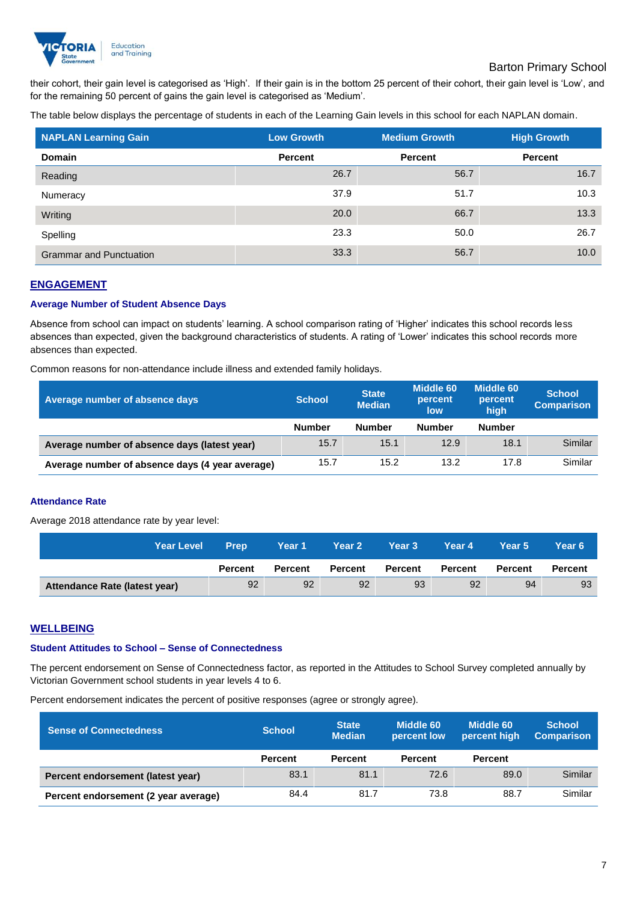their cohort, their gain level is categorised as 'High'. If their gain is in the bottom 25 percent of their cohort, their gain level is 'Low', and for the remaining 50 percent of gains the gain level is categorised as 'Medium'.

The table below displays the percentage of students in each of the Learning Gain levels in this school for each NAPLAN domain.

| NAPLAN Learning Gain | Low Growth | Medium Growth | High Growth |
|---|---|---|---|
| **Domain** | **Percent** | **Percent** | **Percent** |
| Reading | 26.7 | 56.7 | 16.7 |
| Numeracy | 37.9 | 51.7 | 10.3 |
| Writing | 20.0 | 66.7 | 13.3 |
| Spelling | 23.3 | 50.0 | 26.7 |
| Grammar and Punctuation | 33.3 | 56.7 | 10.0 |

## ENGAGEMENT

### Average Number of Student Absence Days

Absence from school can impact on students' learning. A school comparison rating of 'Higher' indicates this school records less absences than expected, given the background characteristics of students. A rating of 'Lower' indicates this school records more absences than expected.

Common reasons for non-attendance include illness and extended family holidays.

| Average number of absence days | School | State Median | Middle 60 percent low | Middle 60 percent high | School Comparison |
|---|---|---|---|---|---|
| | **Number** | **Number** | **Number** | **Number** | |
| **Average number of absence days (latest year)** | 15.7 | 15.1 | 12.9 | 18.1 | Similar |
| **Average number of absence days (4 year average)** | 15.7 | 15.2 | 13.2 | 17.8 | Similar |

### Attendance Rate

Average 2018 attendance rate by year level:

| Year Level | Prep | Year 1 | Year 2 | Year 3 | Year 4 | Year 5 | Year 6 |
|---|---|---|---|---|---|---|---|
| | **Percent** | **Percent** | **Percent** | **Percent** | **Percent** | **Percent** | **Percent** |
| **Attendance Rate (latest year)** | 92 | 92 | 92 | 93 | 92 | 94 | 93 |

## WELLBEING

### Student Attitudes to School – Sense of Connectedness

The percent endorsement on Sense of Connectedness factor, as reported in the Attitudes to School Survey completed annually by Victorian Government school students in year levels 4 to 6.

Percent endorsement indicates the percent of positive responses (agree or strongly agree).

| Sense of Connectedness | School | State Median | Middle 60 percent low | Middle 60 percent high | School Comparison |
|---|---|---|---|---|---|
| | **Percent** | **Percent** | **Percent** | **Percent** | |
| **Percent endorsement (latest year)** | 83.1 | 81.1 | 72.6 | 89.0 | Similar |
| **Percent endorsement (2 year average)** | 84.4 | 81.7 | 73.8 | 88.7 | Similar |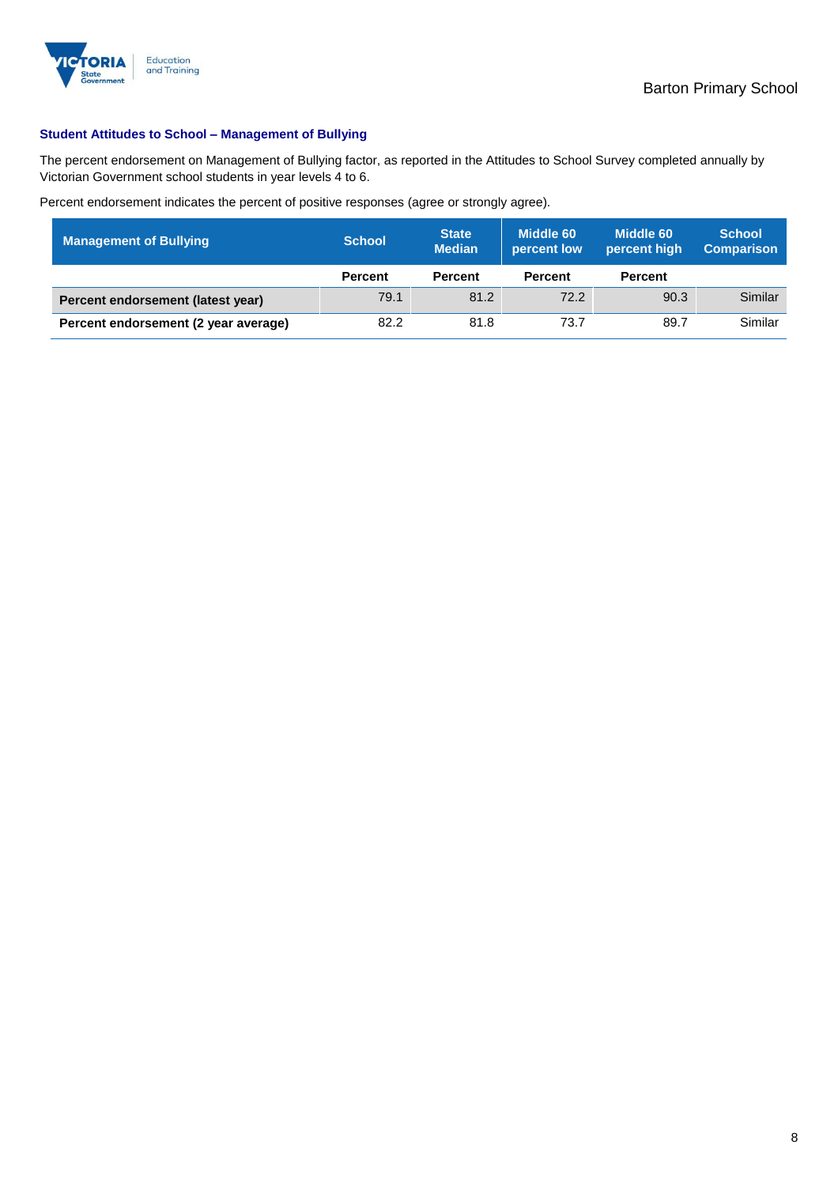### Student Attitudes to School – Management of Bullying

The percent endorsement on Management of Bullying factor, as reported in the Attitudes to School Survey completed annually by Victorian Government school students in year levels 4 to 6.

Percent endorsement indicates the percent of positive responses (agree or strongly agree).

| Management of Bullying | School | State Median | Middle 60 percent low | Middle 60 percent high | School Comparison |
|---|---|---|---|---|---|
| | Percent | Percent | Percent | Percent | |
| **Percent endorsement (latest year)** | 79.1 | 81.2 | 72.2 | 90.3 | Similar |
| **Percent endorsement (2 year average)** | 82.2 | 81.8 | 73.7 | 89.7 | Similar |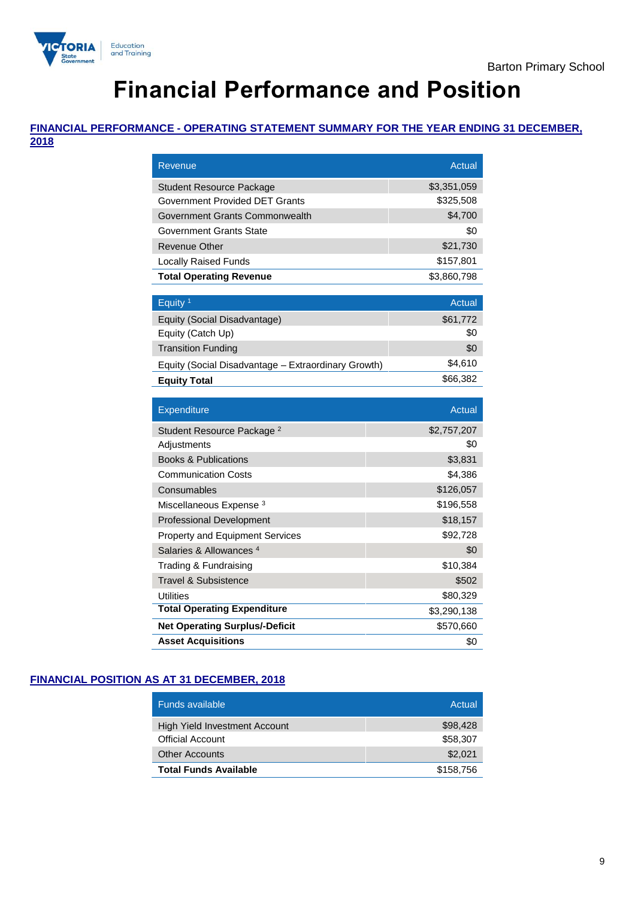Barton Primary School

# Financial Performance and Position

## FINANCIAL PERFORMANCE - OPERATING STATEMENT SUMMARY FOR THE YEAR ENDING 31 DECEMBER, 2018

| Revenue | Actual |
|---|---|
| Student Resource Package | $3,351,059 |
| Government Provided DET Grants | $325,508 |
| Government Grants Commonwealth | $4,700 |
| Government Grants State | $0 |
| Revenue Other | $21,730 |
| Locally Raised Funds | $157,801 |
| **Total Operating Revenue** | $3,860,798 |

| Equity [1] | Actual |
|---|---|
| Equity (Social Disadvantage) | $61,772 |
| Equity (Catch Up) | $0 |
| Transition Funding | $0 |
| Equity (Social Disadvantage – Extraordinary Growth) | $4,610 |
| **Equity Total** | $66,382 |

| Expenditure | Actual |
|---|---|
| Student Resource Package [2] | $2,757,207 |
| Adjustments | $0 |
| Books & Publications | $3,831 |
| Communication Costs | $4,386 |
| Consumables | $126,057 |
| Miscellaneous Expense [3] | $196,558 |
| Professional Development | $18,157 |
| Property and Equipment Services | $92,728 |
| Salaries & Allowances [4] | $0 |
| Trading & Fundraising | $10,384 |
| Travel & Subsistence | $502 |
| Utilities | $80,329 |
| **Total Operating Expenditure** | $3,290,138 |
| **Net Operating Surplus/-Deficit** | $570,660 |
| **Asset Acquisitions** | $0 |

## FINANCIAL POSITION AS AT 31 DECEMBER, 2018

| Funds available | Actual |
|---|---|
| High Yield Investment Account | $98,428 |
| Official Account | $58,307 |
| Other Accounts | $2,021 |
| **Total Funds Available** | $158,756 |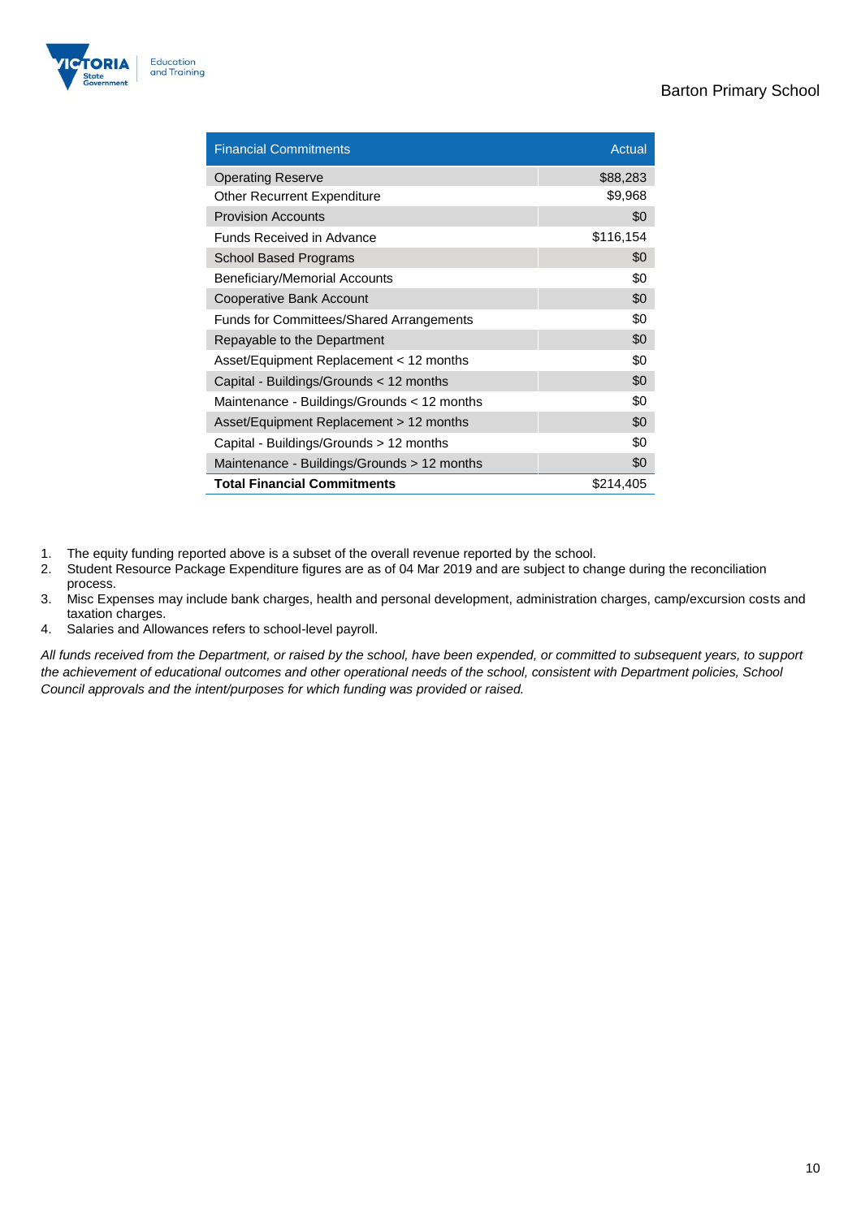| Financial Commitments | Actual |
| --- | --- |
| Operating Reserve | $88,283 |
| Other Recurrent Expenditure | $9,968 |
| Provision Accounts | $0 |
| Funds Received in Advance | $116,154 |
| School Based Programs | $0 |
| Beneficiary/Memorial Accounts | $0 |
| Cooperative Bank Account | $0 |
| Funds for Committees/Shared Arrangements | $0 |
| Repayable to the Department | $0 |
| Asset/Equipment Replacement < 12 months | $0 |
| Capital - Buildings/Grounds < 12 months | $0 |
| Maintenance - Buildings/Grounds < 12 months | $0 |
| Asset/Equipment Replacement > 12 months | $0 |
| Capital - Buildings/Grounds > 12 months | $0 |
| Maintenance - Buildings/Grounds > 12 months | $0 |
| **Total Financial Commitments** | $214,405 |

1. The equity funding reported above is a subset of the overall revenue reported by the school.
2. Student Resource Package Expenditure figures are as of 04 Mar 2019 and are subject to change during the reconciliation process.
3. Misc Expenses may include bank charges, health and personal development, administration charges, camp/excursion costs and taxation charges.
4. Salaries and Allowances refers to school-level payroll.

*All funds received from the Department, or raised by the school, have been expended, or committed to subsequent years, to support the achievement of educational outcomes and other operational needs of the school, consistent with Department policies, School Council approvals and the intent/purposes for which funding was provided or raised.*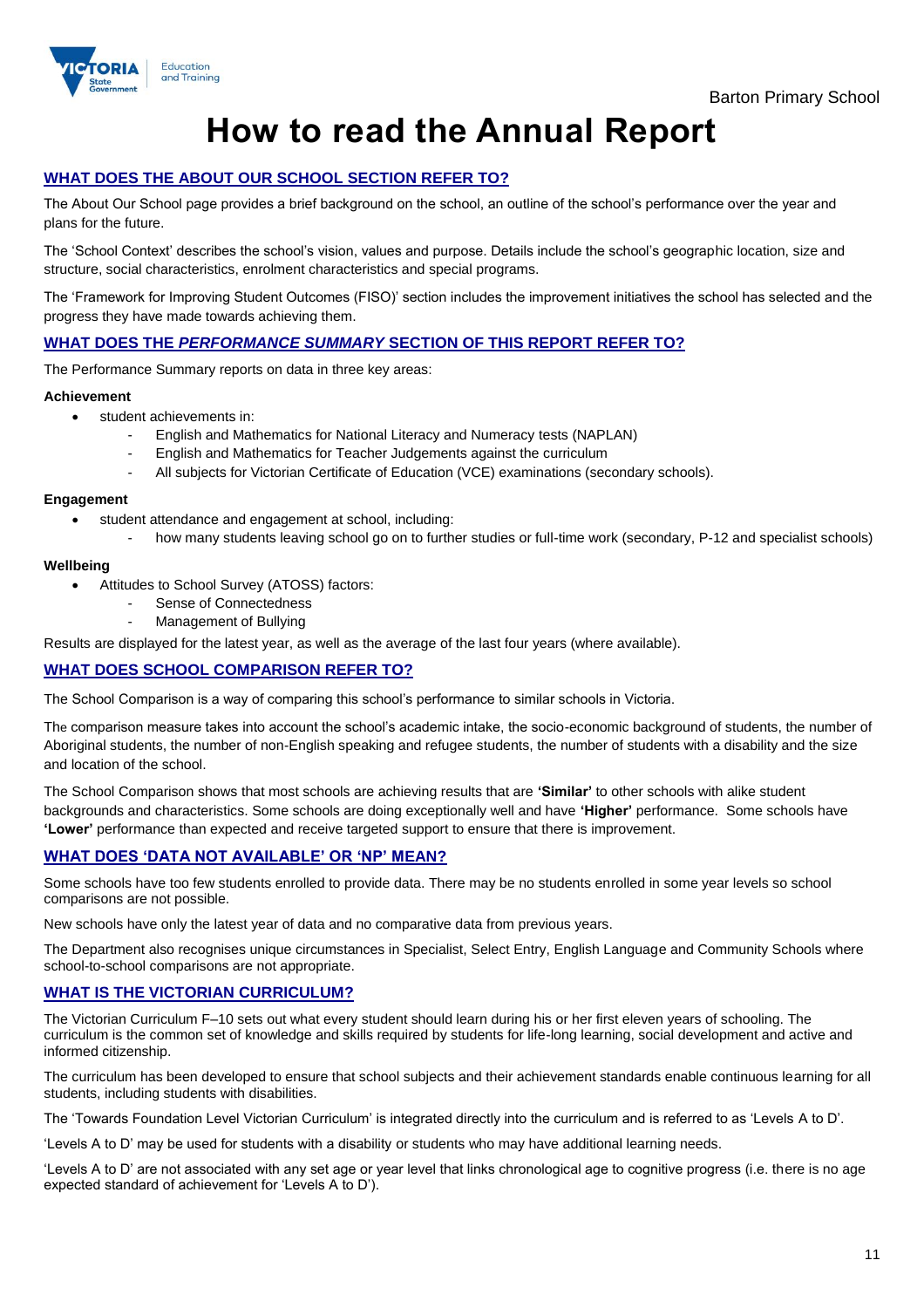Barton Primary School

# How to read the Annual Report

## WHAT DOES THE ABOUT OUR SCHOOL SECTION REFER TO?

The About Our School page provides a brief background on the school, an outline of the school's performance over the year and plans for the future.

The 'School Context' describes the school's vision, values and purpose. Details include the school's geographic location, size and structure, social characteristics, enrolment characteristics and special programs.

The 'Framework for Improving Student Outcomes (FISO)' section includes the improvement initiatives the school has selected and the progress they have made towards achieving them.

## WHAT DOES THE *PERFORMANCE SUMMARY* SECTION OF THIS REPORT REFER TO?

The Performance Summary reports on data in three key areas:

**Achievement**

- student achievements in:
  - English and Mathematics for National Literacy and Numeracy tests (NAPLAN)
  - English and Mathematics for Teacher Judgements against the curriculum
  - All subjects for Victorian Certificate of Education (VCE) examinations (secondary schools).

**Engagement**

- student attendance and engagement at school, including:
  - how many students leaving school go on to further studies or full-time work (secondary, P-12 and specialist schools)

**Wellbeing**

- Attitudes to School Survey (ATOSS) factors:
  - Sense of Connectedness
  - Management of Bullying

Results are displayed for the latest year, as well as the average of the last four years (where available).

## WHAT DOES SCHOOL COMPARISON REFER TO?

The School Comparison is a way of comparing this school's performance to similar schools in Victoria.

The comparison measure takes into account the school's academic intake, the socio-economic background of students, the number of Aboriginal students, the number of non-English speaking and refugee students, the number of students with a disability and the size and location of the school.

The School Comparison shows that most schools are achieving results that are **'Similar'** to other schools with alike student backgrounds and characteristics. Some schools are doing exceptionally well and have **'Higher'** performance. Some schools have **'Lower'** performance than expected and receive targeted support to ensure that there is improvement.

## WHAT DOES 'DATA NOT AVAILABLE' OR 'NP' MEAN?

Some schools have too few students enrolled to provide data. There may be no students enrolled in some year levels so school comparisons are not possible.

New schools have only the latest year of data and no comparative data from previous years.

The Department also recognises unique circumstances in Specialist, Select Entry, English Language and Community Schools where school-to-school comparisons are not appropriate.

## WHAT IS THE VICTORIAN CURRICULUM?

The Victorian Curriculum F–10 sets out what every student should learn during his or her first eleven years of schooling. The curriculum is the common set of knowledge and skills required by students for life-long learning, social development and active and informed citizenship.

The curriculum has been developed to ensure that school subjects and their achievement standards enable continuous learning for all students, including students with disabilities.

The 'Towards Foundation Level Victorian Curriculum' is integrated directly into the curriculum and is referred to as 'Levels A to D'.

'Levels A to D' may be used for students with a disability or students who may have additional learning needs.

'Levels A to D' are not associated with any set age or year level that links chronological age to cognitive progress (i.e. there is no age expected standard of achievement for 'Levels A to D').